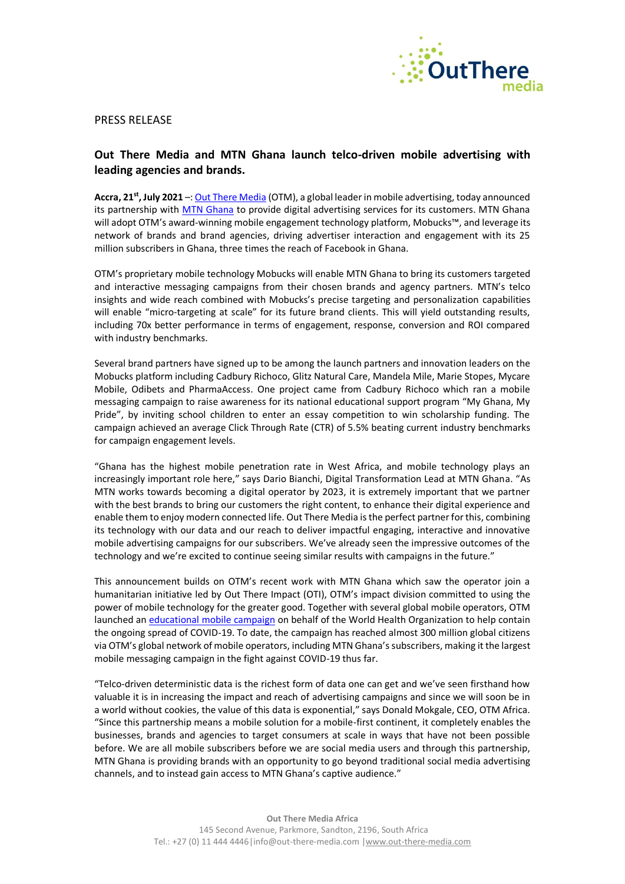PRESS RELEASE

## Out There Media and MTN Ghana launch telco-driven mobile advertising with leading agencies and brands.

**Accra, 21st, July 2021** –: Out There Media (OTM), a global leader in mobile advertising, today announced its partnership with MTN Ghana to provide digital advertising services for its customers. MTN Ghana will adopt OTM's award-winning mobile engagement technology platform, Mobucks™, and leverage its network of brands and brand agencies, driving advertiser interaction and engagement with its 25 million subscribers in Ghana, three times the reach of Facebook in Ghana.

OTM's proprietary mobile technology Mobucks will enable MTN Ghana to bring its customers targeted and interactive messaging campaigns from their chosen brands and agency partners. MTN's telco insights and wide reach combined with Mobucks's precise targeting and personalization capabilities will enable "micro-targeting at scale" for its future brand clients. This will yield outstanding results, including 70x better performance in terms of engagement, response, conversion and ROI compared with industry benchmarks.

Several brand partners have signed up to be among the launch partners and innovation leaders on the Mobucks platform including Cadbury Richoco, Glitz Natural Care, Mandela Mile, Marie Stopes, Mycare Mobile, Odibets and PharmaAccess. One project came from Cadbury Richoco which ran a mobile messaging campaign to raise awareness for its national educational support program "My Ghana, My Pride", by inviting school children to enter an essay competition to win scholarship funding. The campaign achieved an average Click Through Rate (CTR) of 5.5% beating current industry benchmarks for campaign engagement levels.

"Ghana has the highest mobile penetration rate in West Africa, and mobile technology plays an increasingly important role here," says Dario Bianchi, Digital Transformation Lead at MTN Ghana. "As MTN works towards becoming a digital operator by 2023, it is extremely important that we partner with the best brands to bring our customers the right content, to enhance their digital experience and enable them to enjoy modern connected life. Out There Media is the perfect partner for this, combining its technology with our data and our reach to deliver impactful engaging, interactive and innovative mobile advertising campaigns for our subscribers. We've already seen the impressive outcomes of the technology and we're excited to continue seeing similar results with campaigns in the future."

This announcement builds on OTM's recent work with MTN Ghana which saw the operator join a humanitarian initiative led by Out There Impact (OTI), OTM's impact division committed to using the power of mobile technology for the greater good. Together with several global mobile operators, OTM launched an educational mobile campaign on behalf of the World Health Organization to help contain the ongoing spread of COVID-19. To date, the campaign has reached almost 300 million global citizens via OTM's global network of mobile operators, including MTN Ghana's subscribers, making it the largest mobile messaging campaign in the fight against COVID-19 thus far.

"Telco-driven deterministic data is the richest form of data one can get and we've seen firsthand how valuable it is in increasing the impact and reach of advertising campaigns and since we will soon be in a world without cookies, the value of this data is exponential," says Donald Mokgale, CEO, OTM Africa. "Since this partnership means a mobile solution for a mobile-first continent, it completely enables the businesses, brands and agencies to target consumers at scale in ways that have not been possible before. We are all mobile subscribers before we are social media users and through this partnership, MTN Ghana is providing brands with an opportunity to go beyond traditional social media advertising channels, and to instead gain access to MTN Ghana's captive audience."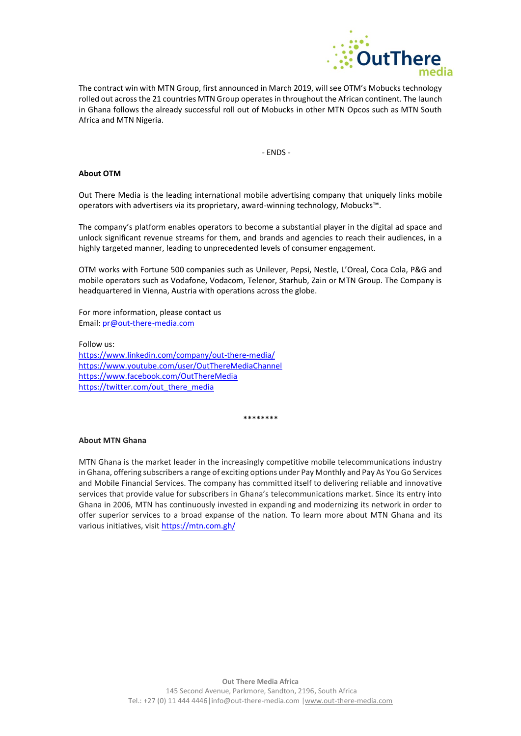The contract win with MTN Group, first announced in March 2019, will see OTM's Mobucks technology rolled out across the 21 countries MTN Group operates in throughout the African continent. The launch in Ghana follows the already successful roll out of Mobucks in other MTN Opcos such as MTN South Africa and MTN Nigeria.

- ENDS -

**About OTM**

Out There Media is the leading international mobile advertising company that uniquely links mobile operators with advertisers via its proprietary, award-winning technology, Mobucks™.

The company's platform enables operators to become a substantial player in the digital ad space and unlock significant revenue streams for them, and brands and agencies to reach their audiences, in a highly targeted manner, leading to unprecedented levels of consumer engagement.

OTM works with Fortune 500 companies such as Unilever, Pepsi, Nestle, L'Oreal, Coca Cola, P&G and mobile operators such as Vodafone, Vodacom, Telenor, Starhub, Zain or MTN Group. The Company is headquartered in Vienna, Austria with operations across the globe.

For more information, please contact us
Email: pr@out-there-media.com

Follow us:
https://www.linkedin.com/company/out-there-media/
https://www.youtube.com/user/OutThereMediaChannel
https://www.facebook.com/OutThereMedia
https://twitter.com/out_there_media

********

**About MTN Ghana**

MTN Ghana is the market leader in the increasingly competitive mobile telecommunications industry in Ghana, offering subscribers a range of exciting options under Pay Monthly and Pay As You Go Services and Mobile Financial Services. The company has committed itself to delivering reliable and innovative services that provide value for subscribers in Ghana's telecommunications market. Since its entry into Ghana in 2006, MTN has continuously invested in expanding and modernizing its network in order to offer superior services to a broad expanse of the nation. To learn more about MTN Ghana and its various initiatives, visit https://mtn.com.gh/

**Out There Media Africa**
145 Second Avenue, Parkmore, Sandton, 2196, South Africa
Tel.: +27 (0) 11 444 4446 | info@out-there-media.com | www.out-there-media.com